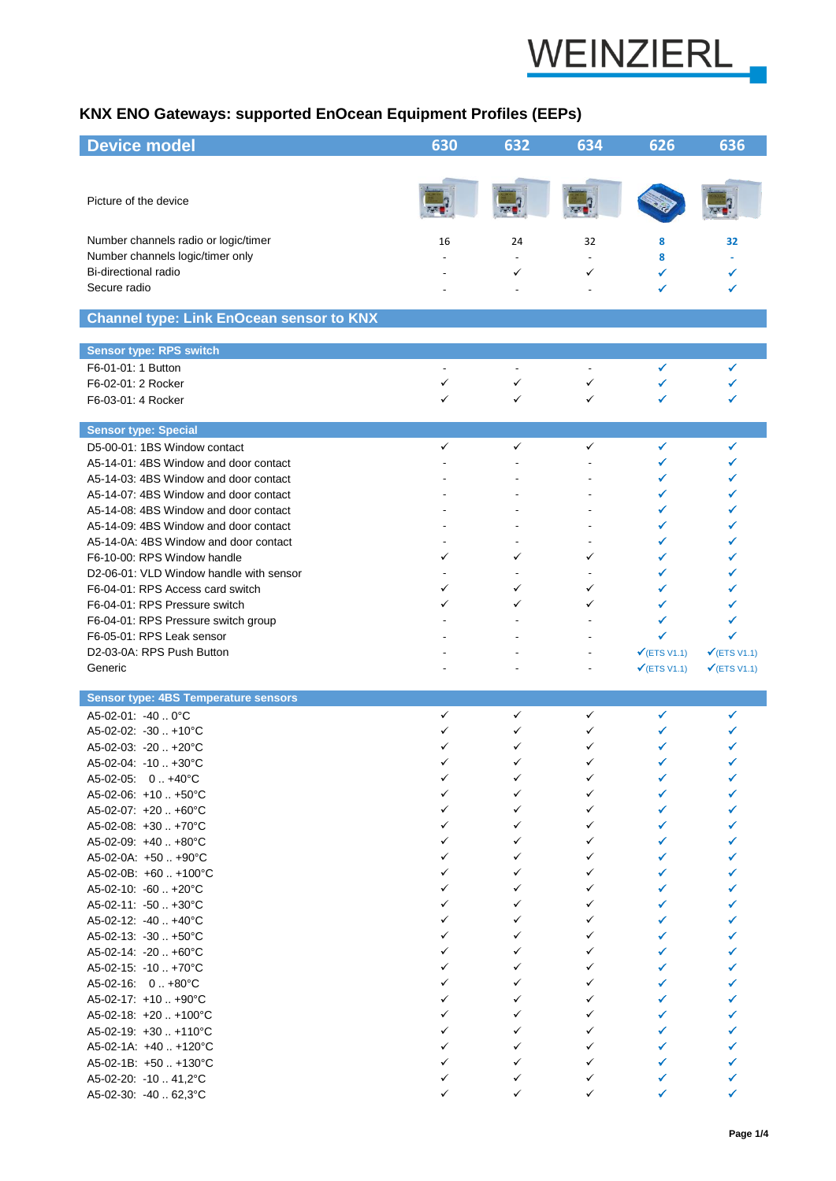# KNX ENO Gateways: supported EnOcean Equipment Profiles (EEPs)

| Device model | 630 | 632 | 634 | 626 | 636 |
|---|---|---|---|---|---|
| Picture of the device | | | | | |
| Number channels radio or logic/timer | 16 | 24 | 32 | 8 | 32 |
| Number channels logic/timer only | - | - | - | 8 | - |
| Bi-directional radio | - | ✓ | ✓ | ✓ | ✓ |
| Secure radio | - | - | - | ✓ | ✓ |
| **Channel type: Link EnOcean sensor to KNX** | | | | | |
| **Sensor type: RPS switch** | | | | | |
| F6-01-01: 1 Button | - | - | - | ✓ | ✓ |
| F6-02-01: 2 Rocker | ✓ | ✓ | ✓ | ✓ | ✓ |
| F6-03-01: 4 Rocker | ✓ | ✓ | ✓ | ✓ | ✓ |
| **Sensor type: Special** | | | | | |
| D5-00-01: 1BS Window contact | ✓ | ✓ | ✓ | ✓ | ✓ |
| A5-14-01: 4BS Window and door contact | - | - | - | ✓ | ✓ |
| A5-14-03: 4BS Window and door contact | - | - | - | ✓ | ✓ |
| A5-14-07: 4BS Window and door contact | - | - | - | ✓ | ✓ |
| A5-14-08: 4BS Window and door contact | - | - | - | ✓ | ✓ |
| A5-14-09: 4BS Window and door contact | - | - | - | ✓ | ✓ |
| A5-14-0A: 4BS Window and door contact | - | - | - | ✓ | ✓ |
| F6-10-00: RPS Window handle | ✓ | ✓ | ✓ | ✓ | ✓ |
| D2-06-01: VLD Window handle with sensor | - | - | - | ✓ | ✓ |
| F6-04-01: RPS Access card switch | ✓ | ✓ | ✓ | ✓ | ✓ |
| F6-04-01: RPS Pressure switch | ✓ | ✓ | ✓ | ✓ | ✓ |
| F6-04-01: RPS Pressure switch group | - | - | - | ✓ | ✓ |
| F6-05-01: RPS Leak sensor | - | - | - | ✓ | ✓ |
| D2-03-0A: RPS Push Button | - | - | - | ✓(ETS V1.1) | ✓(ETS V1.1) |
| Generic | - | - | - | ✓(ETS V1.1) | ✓(ETS V1.1) |
| **Sensor type: 4BS Temperature sensors** | | | | | |
| A5-02-01: -40 .. 0°C | ✓ | ✓ | ✓ | ✓ | ✓ |
| A5-02-02: -30 .. +10°C | ✓ | ✓ | ✓ | ✓ | ✓ |
| A5-02-03: -20 .. +20°C | ✓ | ✓ | ✓ | ✓ | ✓ |
| A5-02-04: -10 .. +30°C | ✓ | ✓ | ✓ | ✓ | ✓ |
| A5-02-05: 0 .. +40°C | ✓ | ✓ | ✓ | ✓ | ✓ |
| A5-02-06: +10 .. +50°C | ✓ | ✓ | ✓ | ✓ | ✓ |
| A5-02-07: +20 .. +60°C | ✓ | ✓ | ✓ | ✓ | ✓ |
| A5-02-08: +30 .. +70°C | ✓ | ✓ | ✓ | ✓ | ✓ |
| A5-02-09: +40 .. +80°C | ✓ | ✓ | ✓ | ✓ | ✓ |
| A5-02-0A: +50 .. +90°C | ✓ | ✓ | ✓ | ✓ | ✓ |
| A5-02-0B: +60 .. +100°C | ✓ | ✓ | ✓ | ✓ | ✓ |
| A5-02-10: -60 .. +20°C | ✓ | ✓ | ✓ | ✓ | ✓ |
| A5-02-11: -50 .. +30°C | ✓ | ✓ | ✓ | ✓ | ✓ |
| A5-02-12: -40 .. +40°C | ✓ | ✓ | ✓ | ✓ | ✓ |
| A5-02-13: -30 .. +50°C | ✓ | ✓ | ✓ | ✓ | ✓ |
| A5-02-14: -20 .. +60°C | ✓ | ✓ | ✓ | ✓ | ✓ |
| A5-02-15: -10 .. +70°C | ✓ | ✓ | ✓ | ✓ | ✓ |
| A5-02-16: 0 .. +80°C | ✓ | ✓ | ✓ | ✓ | ✓ |
| A5-02-17: +10 .. +90°C | ✓ | ✓ | ✓ | ✓ | ✓ |
| A5-02-18: +20 .. +100°C | ✓ | ✓ | ✓ | ✓ | ✓ |
| A5-02-19: +30 .. +110°C | ✓ | ✓ | ✓ | ✓ | ✓ |
| A5-02-1A: +40 .. +120°C | ✓ | ✓ | ✓ | ✓ | ✓ |
| A5-02-1B: +50 .. +130°C | ✓ | ✓ | ✓ | ✓ | ✓ |
| A5-02-20: -10 .. 41,2°C | ✓ | ✓ | ✓ | ✓ | ✓ |
| A5-02-30: -40 .. 62,3°C | ✓ | ✓ | ✓ | ✓ | ✓ |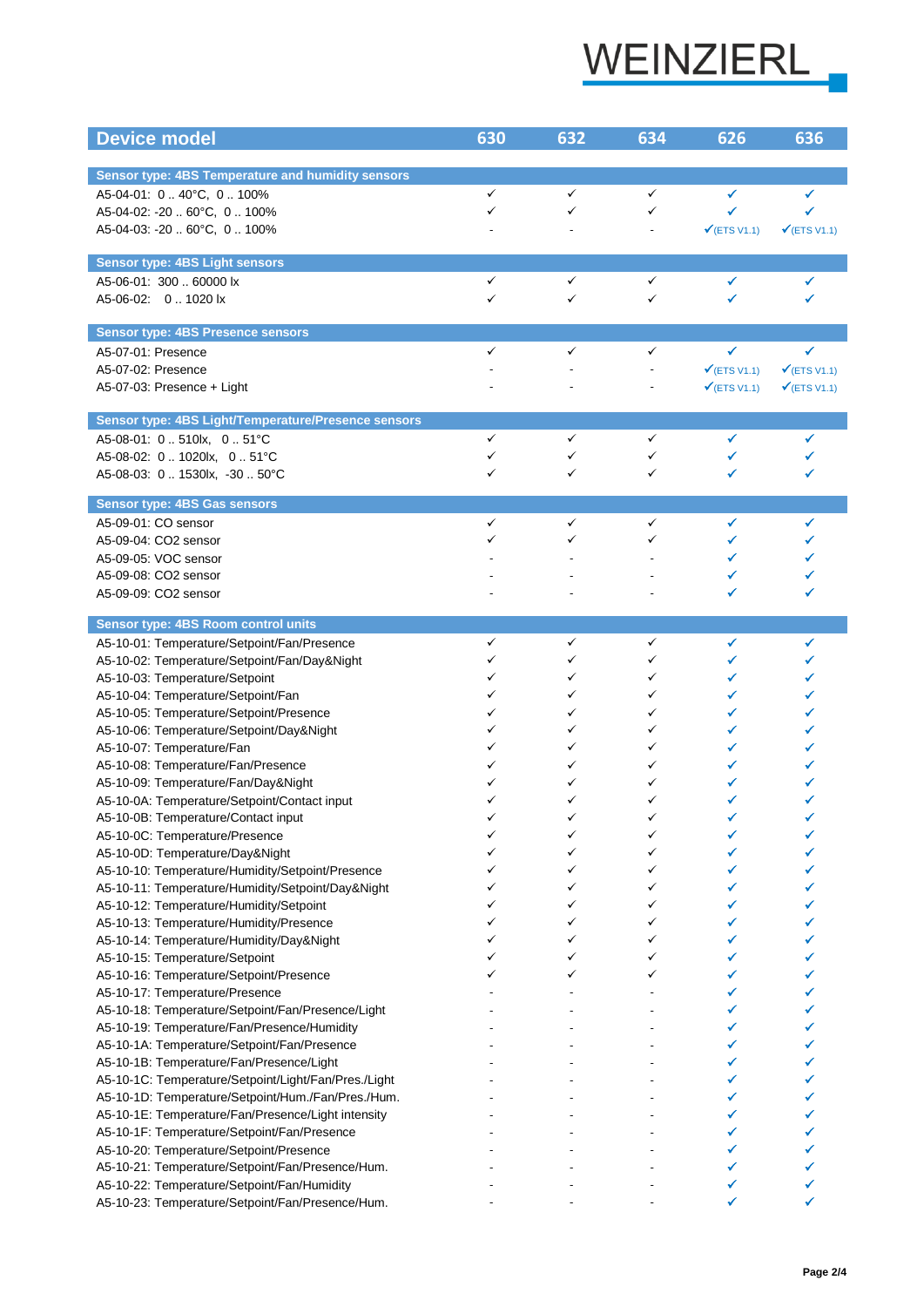| Device model | 630 | 632 | 634 | 626 | 636 |
|---|---|---|---|---|---|
| **Sensor type: 4BS Temperature and humidity sensors** | | | | | |
| A5-04-01: 0 .. 40°C, 0 .. 100% | ✓ | ✓ | ✓ | ✓ | ✓ |
| A5-04-02: -20 .. 60°C, 0 .. 100% | ✓ | ✓ | ✓ | ✓ | ✓ |
| A5-04-03: -20 .. 60°C, 0 .. 100% | - | - | - | ✓(ETS V1.1) | ✓(ETS V1.1) |
| **Sensor type: 4BS Light sensors** | | | | | |
| A5-06-01: 300 .. 60000 lx | ✓ | ✓ | ✓ | ✓ | ✓ |
| A5-06-02: 0 .. 1020 lx | ✓ | ✓ | ✓ | ✓ | ✓ |
| **Sensor type: 4BS Presence sensors** | | | | | |
| A5-07-01: Presence | ✓ | ✓ | ✓ | ✓ | ✓ |
| A5-07-02: Presence | - | - | - | ✓(ETS V1.1) | ✓(ETS V1.1) |
| A5-07-03: Presence + Light | - | - | - | ✓(ETS V1.1) | ✓(ETS V1.1) |
| **Sensor type: 4BS Light/Temperature/Presence sensors** | | | | | |
| A5-08-01: 0 .. 510lx, 0 .. 51°C | ✓ | ✓ | ✓ | ✓ | ✓ |
| A5-08-02: 0 .. 1020lx, 0 .. 51°C | ✓ | ✓ | ✓ | ✓ | ✓ |
| A5-08-03: 0 .. 1530lx, -30 .. 50°C | ✓ | ✓ | ✓ | ✓ | ✓ |
| **Sensor type: 4BS Gas sensors** | | | | | |
| A5-09-01: CO sensor | ✓ | ✓ | ✓ | ✓ | ✓ |
| A5-09-04: CO2 sensor | ✓ | ✓ | ✓ | ✓ | ✓ |
| A5-09-05: VOC sensor | - | - | - | ✓ | ✓ |
| A5-09-08: CO2 sensor | - | - | - | ✓ | ✓ |
| A5-09-09: CO2 sensor | - | - | - | ✓ | ✓ |
| **Sensor type: 4BS Room control units** | | | | | |
| A5-10-01: Temperature/Setpoint/Fan/Presence | ✓ | ✓ | ✓ | ✓ | ✓ |
| A5-10-02: Temperature/Setpoint/Fan/Day&Night | ✓ | ✓ | ✓ | ✓ | ✓ |
| A5-10-03: Temperature/Setpoint | ✓ | ✓ | ✓ | ✓ | ✓ |
| A5-10-04: Temperature/Setpoint/Fan | ✓ | ✓ | ✓ | ✓ | ✓ |
| A5-10-05: Temperature/Setpoint/Presence | ✓ | ✓ | ✓ | ✓ | ✓ |
| A5-10-06: Temperature/Setpoint/Day&Night | ✓ | ✓ | ✓ | ✓ | ✓ |
| A5-10-07: Temperature/Fan | ✓ | ✓ | ✓ | ✓ | ✓ |
| A5-10-08: Temperature/Fan/Presence | ✓ | ✓ | ✓ | ✓ | ✓ |
| A5-10-09: Temperature/Fan/Day&Night | ✓ | ✓ | ✓ | ✓ | ✓ |
| A5-10-0A: Temperature/Setpoint/Contact input | ✓ | ✓ | ✓ | ✓ | ✓ |
| A5-10-0B: Temperature/Contact input | ✓ | ✓ | ✓ | ✓ | ✓ |
| A5-10-0C: Temperature/Presence | ✓ | ✓ | ✓ | ✓ | ✓ |
| A5-10-0D: Temperature/Day&Night | ✓ | ✓ | ✓ | ✓ | ✓ |
| A5-10-10: Temperature/Humidity/Setpoint/Presence | ✓ | ✓ | ✓ | ✓ | ✓ |
| A5-10-11: Temperature/Humidity/Setpoint/Day&Night | ✓ | ✓ | ✓ | ✓ | ✓ |
| A5-10-12: Temperature/Humidity/Setpoint | ✓ | ✓ | ✓ | ✓ | ✓ |
| A5-10-13: Temperature/Humidity/Presence | ✓ | ✓ | ✓ | ✓ | ✓ |
| A5-10-14: Temperature/Humidity/Day&Night | ✓ | ✓ | ✓ | ✓ | ✓ |
| A5-10-15: Temperature/Setpoint | ✓ | ✓ | ✓ | ✓ | ✓ |
| A5-10-16: Temperature/Setpoint/Presence | ✓ | ✓ | ✓ | ✓ | ✓ |
| A5-10-17: Temperature/Presence | - | - | - | ✓ | ✓ |
| A5-10-18: Temperature/Setpoint/Fan/Presence/Light | - | - | - | ✓ | ✓ |
| A5-10-19: Temperature/Fan/Presence/Humidity | - | - | - | ✓ | ✓ |
| A5-10-1A: Temperature/Setpoint/Fan/Presence | - | - | - | ✓ | ✓ |
| A5-10-1B: Temperature/Fan/Presence/Light | - | - | - | ✓ | ✓ |
| A5-10-1C: Temperature/Setpoint/Light/Fan/Pres./Light | - | - | - | ✓ | ✓ |
| A5-10-1D: Temperature/Setpoint/Hum./Fan/Pres./Hum. | - | - | - | ✓ | ✓ |
| A5-10-1E: Temperature/Fan/Presence/Light intensity | - | - | - | ✓ | ✓ |
| A5-10-1F: Temperature/Setpoint/Fan/Presence | - | - | - | ✓ | ✓ |
| A5-10-20: Temperature/Setpoint/Presence | - | - | - | ✓ | ✓ |
| A5-10-21: Temperature/Setpoint/Fan/Presence/Hum. | - | - | - | ✓ | ✓ |
| A5-10-22: Temperature/Setpoint/Fan/Humidity | - | - | - | ✓ | ✓ |
| A5-10-23: Temperature/Setpoint/Fan/Presence/Hum. | - | - | - | ✓ | ✓ |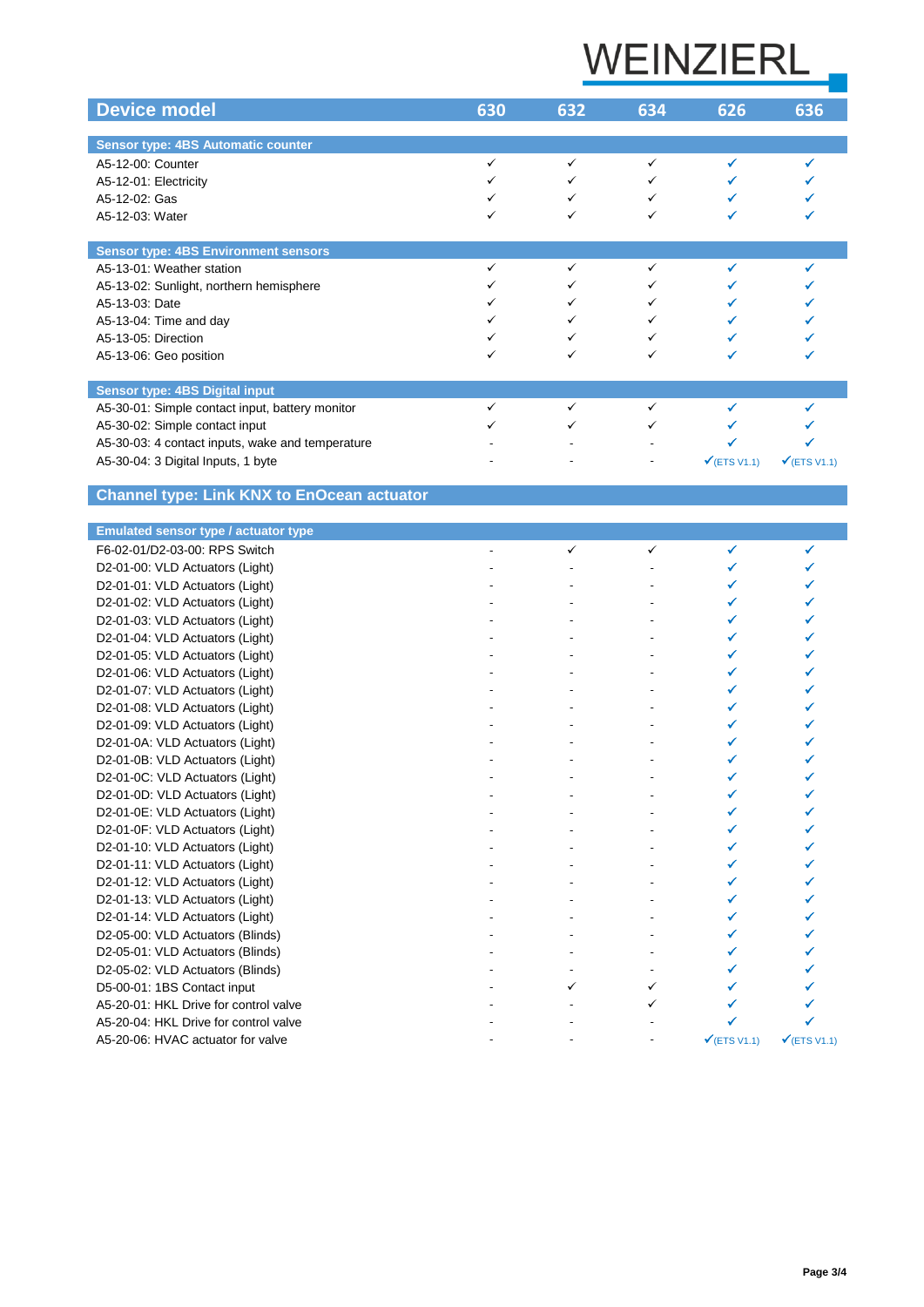| Device model | 630 | 632 | 634 | 626 | 636 |
|---|---|---|---|---|---|
| **Sensor type: 4BS Automatic counter** | | | | | |
| A5-12-00: Counter | ✓ | ✓ | ✓ | ✓ | ✓ |
| A5-12-01: Electricity | ✓ | ✓ | ✓ | ✓ | ✓ |
| A5-12-02: Gas | ✓ | ✓ | ✓ | ✓ | ✓ |
| A5-12-03: Water | ✓ | ✓ | ✓ | ✓ | ✓ |
| **Sensor type: 4BS Environment sensors** | | | | | |
| A5-13-01: Weather station | ✓ | ✓ | ✓ | ✓ | ✓ |
| A5-13-02: Sunlight, northern hemisphere | ✓ | ✓ | ✓ | ✓ | ✓ |
| A5-13-03: Date | ✓ | ✓ | ✓ | ✓ | ✓ |
| A5-13-04: Time and day | ✓ | ✓ | ✓ | ✓ | ✓ |
| A5-13-05: Direction | ✓ | ✓ | ✓ | ✓ | ✓ |
| A5-13-06: Geo position | ✓ | ✓ | ✓ | ✓ | ✓ |
| **Sensor type: 4BS Digital input** | | | | | |
| A5-30-01: Simple contact input, battery monitor | ✓ | ✓ | ✓ | ✓ | ✓ |
| A5-30-02: Simple contact input | ✓ | ✓ | ✓ | ✓ | ✓ |
| A5-30-03: 4 contact inputs, wake and temperature | - | - | - | ✓ | ✓ |
| A5-30-04: 3 Digital Inputs, 1 byte | - | - | - | ✓(ETS V1.1) | ✓(ETS V1.1) |

## Channel type: Link KNX to EnOcean actuator

| Emulated sensor type / actuator type | 630 | 632 | 634 | 626 | 636 |
|---|---|---|---|---|---|
| F6-02-01/D2-03-00: RPS Switch | - | ✓ | ✓ | ✓ | ✓ |
| D2-01-00: VLD Actuators (Light) | - | - | - | ✓ | ✓ |
| D2-01-01: VLD Actuators (Light) | - | - | - | ✓ | ✓ |
| D2-01-02: VLD Actuators (Light) | - | - | - | ✓ | ✓ |
| D2-01-03: VLD Actuators (Light) | - | - | - | ✓ | ✓ |
| D2-01-04: VLD Actuators (Light) | - | - | - | ✓ | ✓ |
| D2-01-05: VLD Actuators (Light) | - | - | - | ✓ | ✓ |
| D2-01-06: VLD Actuators (Light) | - | - | - | ✓ | ✓ |
| D2-01-07: VLD Actuators (Light) | - | - | - | ✓ | ✓ |
| D2-01-08: VLD Actuators (Light) | - | - | - | ✓ | ✓ |
| D2-01-09: VLD Actuators (Light) | - | - | - | ✓ | ✓ |
| D2-01-0A: VLD Actuators (Light) | - | - | - | ✓ | ✓ |
| D2-01-0B: VLD Actuators (Light) | - | - | - | ✓ | ✓ |
| D2-01-0C: VLD Actuators (Light) | - | - | - | ✓ | ✓ |
| D2-01-0D: VLD Actuators (Light) | - | - | - | ✓ | ✓ |
| D2-01-0E: VLD Actuators (Light) | - | - | - | ✓ | ✓ |
| D2-01-0F: VLD Actuators (Light) | - | - | - | ✓ | ✓ |
| D2-01-10: VLD Actuators (Light) | - | - | - | ✓ | ✓ |
| D2-01-11: VLD Actuators (Light) | - | - | - | ✓ | ✓ |
| D2-01-12: VLD Actuators (Light) | - | - | - | ✓ | ✓ |
| D2-01-13: VLD Actuators (Light) | - | - | - | ✓ | ✓ |
| D2-01-14: VLD Actuators (Light) | - | - | - | ✓ | ✓ |
| D2-05-00: VLD Actuators (Blinds) | - | - | - | ✓ | ✓ |
| D2-05-01: VLD Actuators (Blinds) | - | - | - | ✓ | ✓ |
| D2-05-02: VLD Actuators (Blinds) | - | - | - | ✓ | ✓ |
| D5-00-01: 1BS Contact input | - | ✓ | ✓ | ✓ | ✓ |
| A5-20-01: HKL Drive for control valve | - | - | ✓ | ✓ | ✓ |
| A5-20-04: HKL Drive for control valve | - | - | - | ✓ | ✓ |
| A5-20-06: HVAC actuator for valve | - | - | - | ✓(ETS V1.1) | ✓(ETS V1.1) |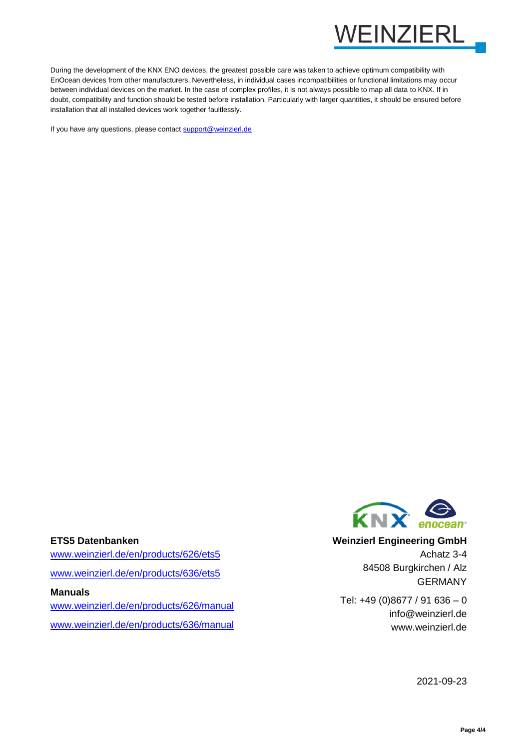During the development of the KNX ENO devices, the greatest possible care was taken to achieve optimum compatibility with EnOcean devices from other manufacturers. Nevertheless, in individual cases incompatibilities or functional limitations may occur between individual devices on the market. In the case of complex profiles, it is not always possible to map all data to KNX. If in doubt, compatibility and function should be tested before installation. Particularly with larger quantities, it should be ensured before installation that all installed devices work together faultlessly.

If you have any questions, please contact support@weinzierl.de

**ETS5 Datenbanken**

www.weinzierl.de/en/products/626/ets5

www.weinzierl.de/en/products/636/ets5

**Manuals**

www.weinzierl.de/en/products/626/manual

www.weinzierl.de/en/products/636/manual

**Weinzierl Engineering GmbH**
Achatz 3-4
84508 Burgkirchen / Alz
GERMANY

Tel: +49 (0)8677 / 91 636 – 0
info@weinzierl.de
www.weinzierl.de

2021-09-23